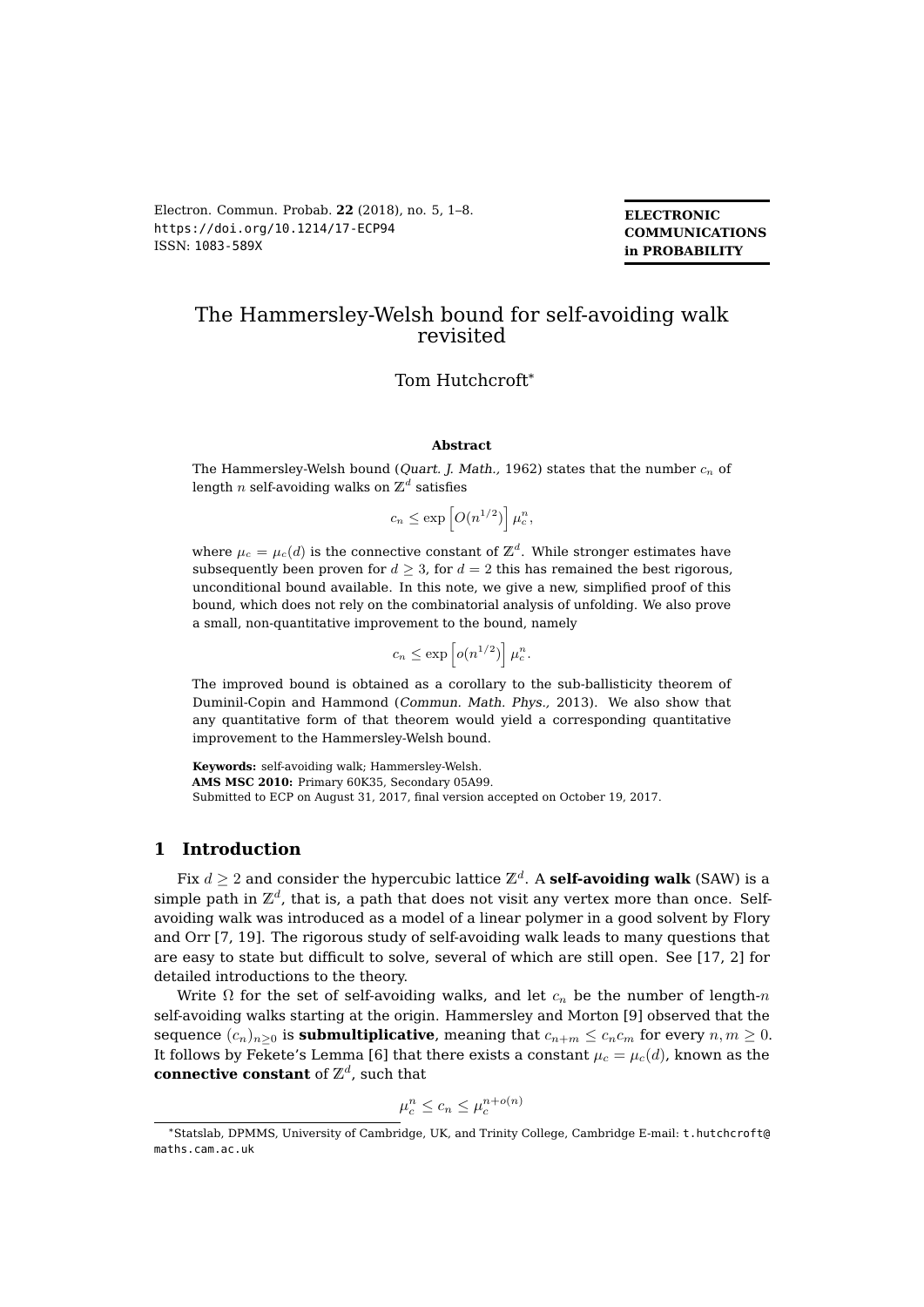# The Hammersley-Welsh bound for self-avoiding walk revisited

Tom Hutchcroft*

**Abstract**

The Hammersley-Welsh bound (*Quart. J. Math.*, 1962) states that the number $c_n$ of length $n$ self-avoiding walks on $\mathbb{Z}^d$ satisfies

$$c_n \leq \exp\left[O(n^{1/2})\right] \mu_c^n,$$

where $\mu_c = \mu_c(d)$ is the connective constant of $\mathbb{Z}^d$. While stronger estimates have subsequently been proven for $d \geq 3$, for $d = 2$ this has remained the best rigorous, unconditional bound available. In this note, we give a new, simplified proof of this bound, which does not rely on the combinatorial analysis of unfolding. We also prove a small, non-quantitative improvement to the bound, namely

$$c_n \leq \exp\left[o(n^{1/2})\right] \mu_c^n.$$

The improved bound is obtained as a corollary to the sub-ballisticity theorem of Duminil-Copin and Hammond (*Commun. Math. Phys.*, 2013). We also show that any quantitative form of that theorem would yield a corresponding quantitative improvement to the Hammersley-Welsh bound.

**Keywords:** self-avoiding walk; Hammersley-Welsh.
**AMS MSC 2010:** Primary 60K35, Secondary 05A99.
Submitted to ECP on August 31, 2017, final version accepted on October 19, 2017.

## 1 Introduction

Fix $d \geq 2$ and consider the hypercubic lattice $\mathbb{Z}^d$. A **self-avoiding walk** (SAW) is a simple path in $\mathbb{Z}^d$, that is, a path that does not visit any vertex more than once. Self-avoiding walk was introduced as a model of a linear polymer in a good solvent by Flory and Orr [7, 19]. The rigorous study of self-avoiding walk leads to many questions that are easy to state but difficult to solve, several of which are still open. See [17, 2] for detailed introductions to the theory.

Write $\Omega$ for the set of self-avoiding walks, and let $c_n$ be the number of length-$n$ self-avoiding walks starting at the origin. Hammersley and Morton [9] observed that the sequence $(c_n)_{n\geq 0}$ is **submultiplicative**, meaning that $c_{n+m} \leq c_n c_m$ for every $n, m \geq 0$. It follows by Fekete's Lemma [6] that there exists a constant $\mu_c = \mu_c(d)$, known as the **connective constant** of $\mathbb{Z}^d$, such that

$$\mu_c^n \leq c_n \leq \mu_c^{n+o(n)}$$

*Statslab, DPMMS, University of Cambridge, UK, and Trinity College, Cambridge E-mail: t.hutchcroft@maths.cam.ac.uk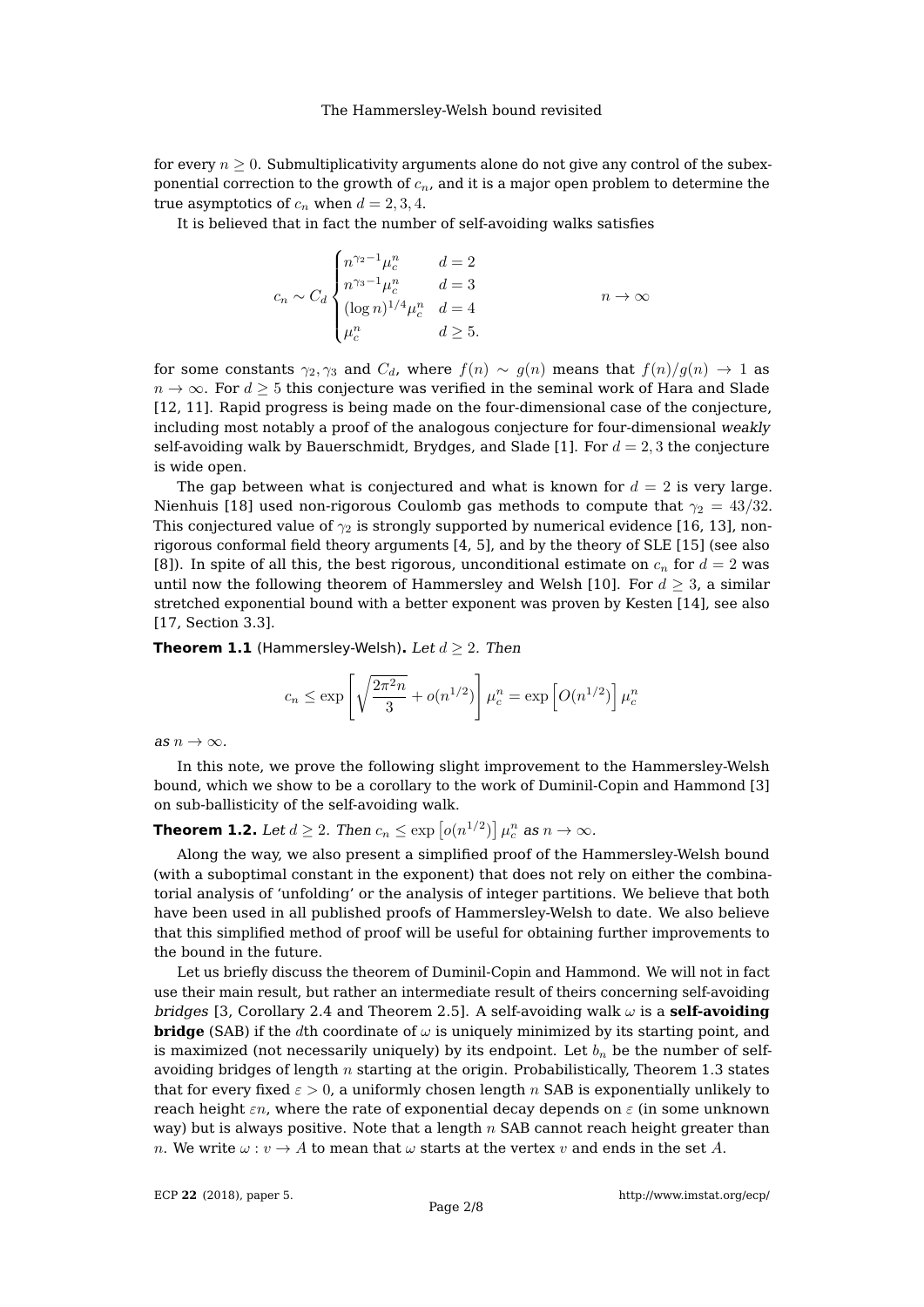for every $n \geq 0$. Submultiplicativity arguments alone do not give any control of the subexponential correction to the growth of $c_n$, and it is a major open problem to determine the true asymptotics of $c_n$ when $d = 2, 3, 4$.

It is believed that in fact the number of self-avoiding walks satisfies

$$c_n \sim C_d \begin{cases} n^{\gamma_2 - 1}\mu_c^n & d = 2 \\ n^{\gamma_3 - 1}\mu_c^n & d = 3 \\ (\log n)^{1/4}\mu_c^n & d = 4 \\ \mu_c^n & d \geq 5. \end{cases} \qquad n \to \infty$$

for some constants $\gamma_2, \gamma_3$ and $C_d$, where $f(n) \sim g(n)$ means that $f(n)/g(n) \to 1$ as $n \to \infty$. For $d \geq 5$ this conjecture was verified in the seminal work of Hara and Slade [12, 11]. Rapid progress is being made on the four-dimensional case of the conjecture, including most notably a proof of the analogous conjecture for four-dimensional *weakly* self-avoiding walk by Bauerschmidt, Brydges, and Slade [1]. For $d = 2, 3$ the conjecture is wide open.

The gap between what is conjectured and what is known for $d = 2$ is very large. Nienhuis [18] used non-rigorous Coulomb gas methods to compute that $\gamma_2 = 43/32$. This conjectured value of $\gamma_2$ is strongly supported by numerical evidence [16, 13], non-rigorous conformal field theory arguments [4, 5], and by the theory of SLE [15] (see also [8]). In spite of all this, the best rigorous, unconditional estimate on $c_n$ for $d = 2$ was until now the following theorem of Hammersley and Welsh [10]. For $d \geq 3$, a similar stretched exponential bound with a better exponent was proven by Kesten [14], see also [17, Section 3.3].

**Theorem 1.1** (Hammersley-Welsh)**.** *Let $d \geq 2$. Then*

$$c_n \leq \exp\left[\sqrt{\frac{2\pi^2 n}{3}} + o(n^{1/2})\right]\mu_c^n = \exp\left[O(n^{1/2})\right]\mu_c^n$$

*as $n \to \infty$.*

In this note, we prove the following slight improvement to the Hammersley-Welsh bound, which we show to be a corollary to the work of Duminil-Copin and Hammond [3] on sub-ballisticity of the self-avoiding walk.

**Theorem 1.2.** *Let $d \geq 2$. Then $c_n \leq \exp\left[o(n^{1/2})\right]\mu_c^n$ as $n \to \infty$.*

Along the way, we also present a simplified proof of the Hammersley-Welsh bound (with a suboptimal constant in the exponent) that does not rely on either the combinatorial analysis of 'unfolding' or the analysis of integer partitions. We believe that both have been used in all published proofs of Hammersley-Welsh to date. We also believe that this simplified method of proof will be useful for obtaining further improvements to the bound in the future.

Let us briefly discuss the theorem of Duminil-Copin and Hammond. We will not in fact use their main result, but rather an intermediate result of theirs concerning self-avoiding *bridges* [3, Corollary 2.4 and Theorem 2.5]. A self-avoiding walk $\omega$ is a **self-avoiding bridge** (SAB) if the $d$th coordinate of $\omega$ is uniquely minimized by its starting point, and is maximized (not necessarily uniquely) by its endpoint. Let $b_n$ be the number of self-avoiding bridges of length $n$ starting at the origin. Probabilistically, Theorem 1.3 states that for every fixed $\varepsilon > 0$, a uniformly chosen length $n$ SAB is exponentially unlikely to reach height $\varepsilon n$, where the rate of exponential decay depends on $\varepsilon$ (in some unknown way) but is always positive. Note that a length $n$ SAB cannot reach height greater than $n$. We write $\omega : v \to A$ to mean that $\omega$ starts at the vertex $v$ and ends in the set $A$.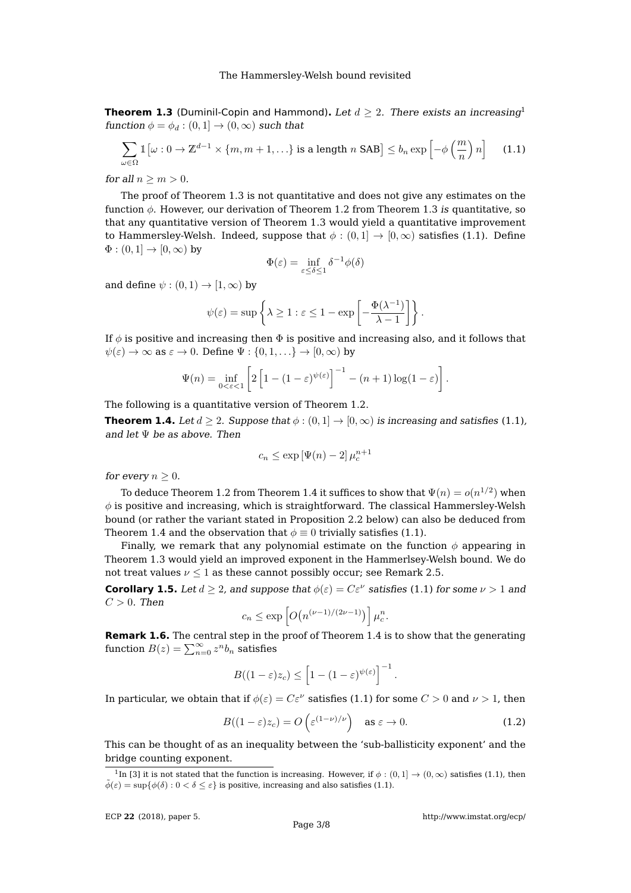**Theorem 1.3** (Duminil-Copin and Hammond)**.** *Let $d \geq 2$. There exists an increasing*[1] *function $\phi = \phi_d : (0,1] \to (0,\infty)$ such that*

$$\sum_{\omega \in \Omega} \mathbb{1}\left[\omega : 0 \to \mathbb{Z}^{d-1} \times \{m, m+1, \ldots\} \text{ is a length } n \text{ SAB}\right] \leq b_n \exp\left[-\phi\left(\frac{m}{n}\right) n\right] \qquad (1.1)$$

*for all $n \geq m > 0$.*

The proof of Theorem 1.3 is not quantitative and does not give any estimates on the function $\phi$. However, our derivation of Theorem 1.2 from Theorem 1.3 *is* quantitative, so that any quantitative version of Theorem 1.3 would yield a quantitative improvement to Hammersley-Welsh. Indeed, suppose that $\phi : (0,1] \to [0,\infty)$ satisfies (1.1). Define $\Phi : (0,1] \to [0,\infty)$ by

$$\Phi(\varepsilon) = \inf_{\varepsilon \leq \delta \leq 1} \delta^{-1} \phi(\delta)$$

and define $\psi : (0,1) \to [1,\infty)$ by

$$\psi(\varepsilon) = \sup\left\{\lambda \geq 1 : \varepsilon \leq 1 - \exp\left[-\frac{\Phi(\lambda^{-1})}{\lambda - 1}\right]\right\}.$$

If $\phi$ is positive and increasing then $\Phi$ is positive and increasing also, and it follows that $\psi(\varepsilon) \to \infty$ as $\varepsilon \to 0$. Define $\Psi : \{0, 1, \ldots\} \to [0,\infty)$ by

$$\Psi(n) = \inf_{0 < \varepsilon < 1}\left[2\left[1 - (1-\varepsilon)^{\psi(\varepsilon)}\right]^{-1} - (n+1)\log(1-\varepsilon)\right].$$

The following is a quantitative version of Theorem 1.2.

**Theorem 1.4.** *Let $d \geq 2$. Suppose that $\phi : (0,1] \to [0,\infty)$ is increasing and satisfies (1.1), and let $\Psi$ be as above. Then*

$$c_n \leq \exp\left[\Psi(n) - 2\right] \mu_c^{n+1}$$

*for every $n \geq 0$.*

To deduce Theorem 1.2 from Theorem 1.4 it suffices to show that $\Psi(n) = o(n^{1/2})$ when $\phi$ is positive and increasing, which is straightforward. The classical Hammersley-Welsh bound (or rather the variant stated in Proposition 2.2 below) can also be deduced from Theorem 1.4 and the observation that $\phi \equiv 0$ trivially satisfies (1.1).

Finally, we remark that any polynomial estimate on the function $\phi$ appearing in Theorem 1.3 would yield an improved exponent in the Hammerlsey-Welsh bound. We do not treat values $\nu \leq 1$ as these cannot possibly occur; see Remark 2.5.

**Corollary 1.5.** *Let $d \geq 2$, and suppose that $\phi(\varepsilon) = C\varepsilon^\nu$ satisfies (1.1) for some $\nu > 1$ and $C > 0$. Then*

$$c_n \leq \exp\left[O\left(n^{(\nu-1)/(2\nu-1)}\right)\right] \mu_c^n.$$

**Remark 1.6.** The central step in the proof of Theorem 1.4 is to show that the generating function $B(z) = \sum_{n=0}^{\infty} z^n b_n$ satisfies

$$B((1-\varepsilon)z_c) \leq \left[1 - (1-\varepsilon)^{\psi(\varepsilon)}\right]^{-1}.$$

In particular, we obtain that if $\phi(\varepsilon) = C\varepsilon^\nu$ satisfies (1.1) for some $C > 0$ and $\nu > 1$, then

$$B((1-\varepsilon)z_c) = O\left(\varepsilon^{(1-\nu)/\nu}\right) \quad \text{as } \varepsilon \to 0. \qquad (1.2)$$

This can be thought of as an inequality between the 'sub-ballisticity exponent' and the bridge counting exponent.

[1] In [3] it is not stated that the function is increasing. However, if $\phi : (0,1] \to (0,\infty)$ satisfies (1.1), then $\tilde{\phi}(\varepsilon) = \sup\{\phi(\delta) : 0 < \delta \leq \varepsilon\}$ is positive, increasing and also satisfies (1.1).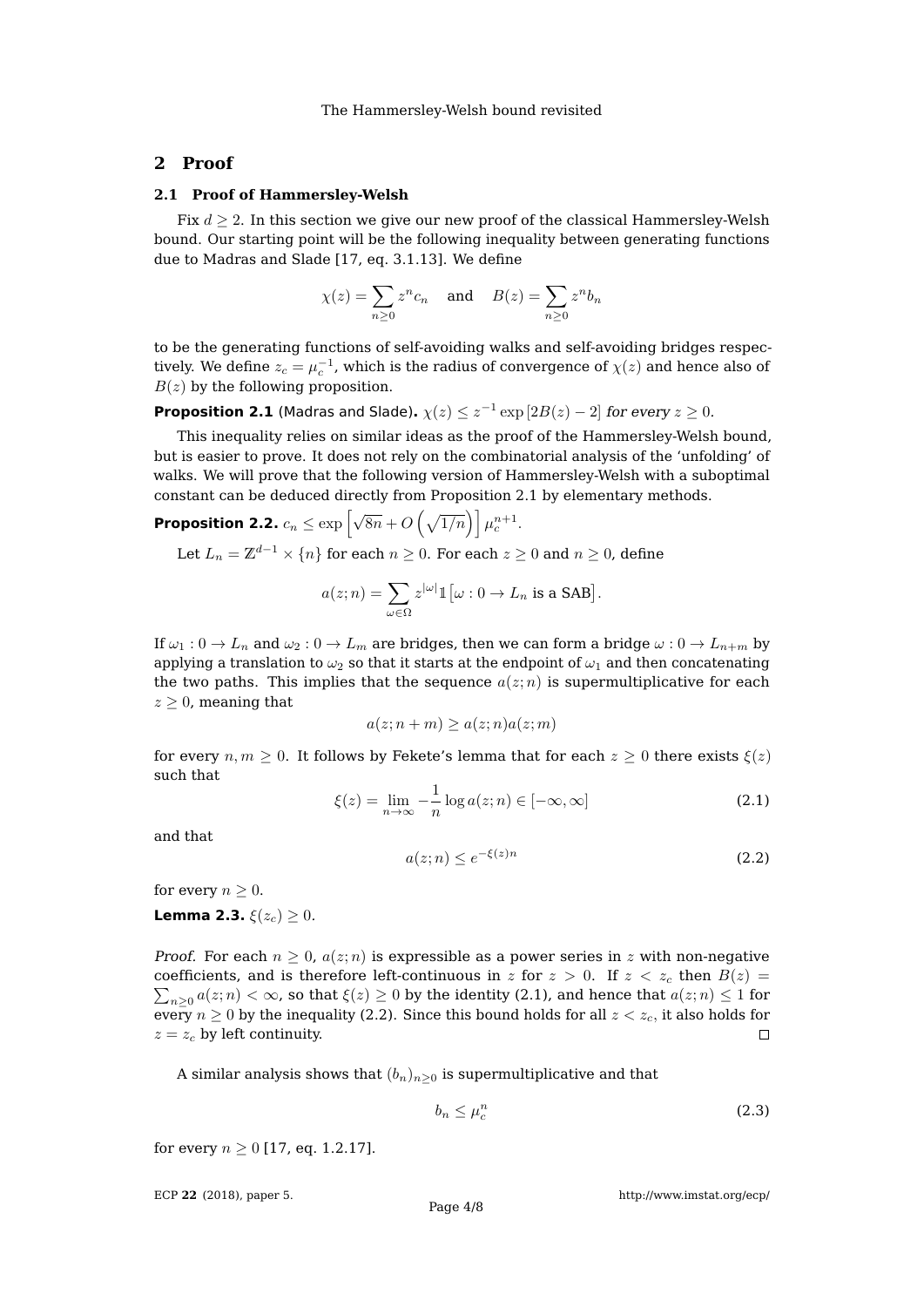## 2 Proof

### 2.1 Proof of Hammersley-Welsh

Fix $d \geq 2$. In this section we give our new proof of the classical Hammersley-Welsh bound. Our starting point will be the following inequality between generating functions due to Madras and Slade [17, eq. 3.1.13]. We define

$$\chi(z) = \sum_{n \geq 0} z^n c_n \quad \text{and} \quad B(z) = \sum_{n \geq 0} z^n b_n$$

to be the generating functions of self-avoiding walks and self-avoiding bridges respectively. We define $z_c = \mu_c^{-1}$, which is the radius of convergence of $\chi(z)$ and hence also of $B(z)$ by the following proposition.

**Proposition 2.1** (Madras and Slade)**.** $\chi(z) \leq z^{-1} \exp[2B(z) - 2]$ *for every* $z \geq 0$.

This inequality relies on similar ideas as the proof of the Hammersley-Welsh bound, but is easier to prove. It does not rely on the combinatorial analysis of the 'unfolding' of walks. We will prove that the following version of Hammersley-Welsh with a suboptimal constant can be deduced directly from Proposition 2.1 by elementary methods.

**Proposition 2.2.** $c_n \leq \exp\left[\sqrt{8n} + O\left(\sqrt{1/n}\right)\right] \mu_c^{n+1}$.

Let $L_n = \mathbb{Z}^{d-1} \times \{n\}$ for each $n \geq 0$. For each $z \geq 0$ and $n \geq 0$, define

$$a(z;n) = \sum_{\omega \in \Omega} z^{|\omega|} \mathbb{1}\left[\omega : 0 \to L_n \text{ is a SAB}\right].$$

If $\omega_1 : 0 \to L_n$ and $\omega_2 : 0 \to L_m$ are bridges, then we can form a bridge $\omega : 0 \to L_{n+m}$ by applying a translation to $\omega_2$ so that it starts at the endpoint of $\omega_1$ and then concatenating the two paths. This implies that the sequence $a(z;n)$ is supermultiplicative for each $z \geq 0$, meaning that

$$a(z;n+m) \geq a(z;n)a(z;m)$$

for every $n, m \geq 0$. It follows by Fekete's lemma that for each $z \geq 0$ there exists $\xi(z)$ such that

$$\xi(z) = \lim_{n \to \infty} -\frac{1}{n} \log a(z;n) \in [-\infty, \infty] \tag{2.1}$$

and that

$$a(z;n) \leq e^{-\xi(z)n} \tag{2.2}$$

for every $n \geq 0$.

**Lemma 2.3.** $\xi(z_c) \geq 0$.

*Proof.* For each $n \geq 0$, $a(z;n)$ is expressible as a power series in $z$ with non-negative coefficients, and is therefore left-continuous in $z$ for $z > 0$. If $z < z_c$ then $B(z) = \sum_{n \geq 0} a(z;n) < \infty$, so that $\xi(z) \geq 0$ by the identity (2.1), and hence that $a(z;n) \leq 1$ for every $n \geq 0$ by the inequality (2.2). Since this bound holds for all $z < z_c$, it also holds for $z = z_c$ by left continuity. $\square$

A similar analysis shows that $(b_n)_{n \geq 0}$ is supermultiplicative and that

$$b_n \leq \mu_c^n \tag{2.3}$$

for every $n \geq 0$ [17, eq. 1.2.17].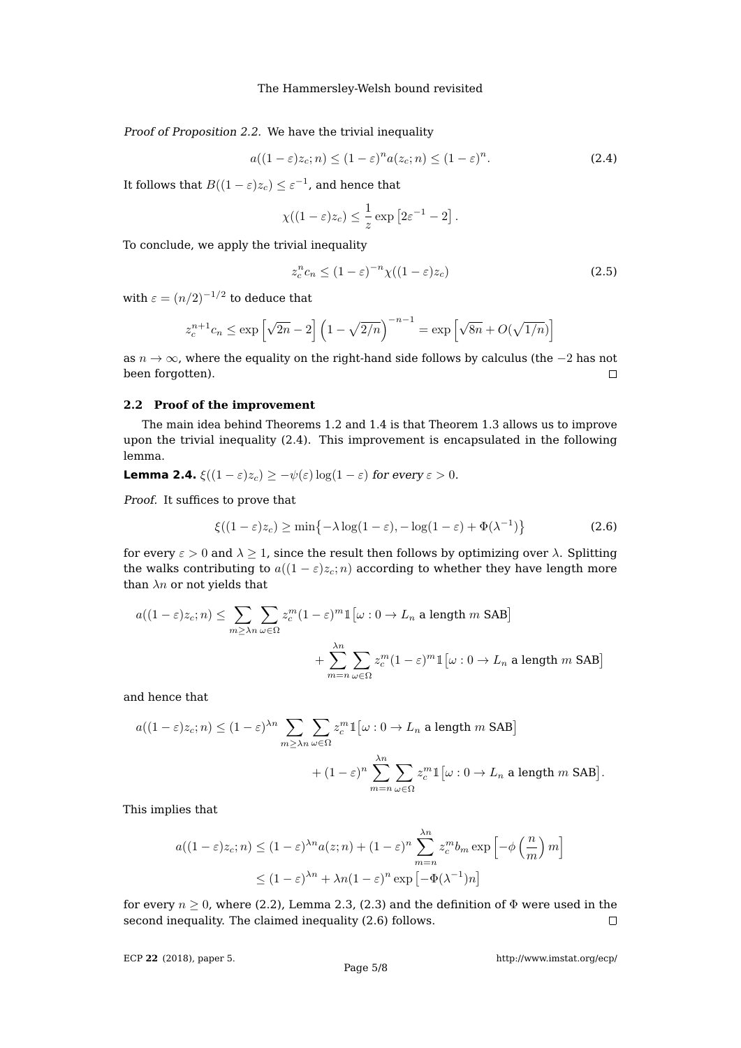*Proof of Proposition 2.2.* We have the trivial inequality

$$a((1-\varepsilon)z_c; n) \leq (1-\varepsilon)^n a(z_c; n) \leq (1-\varepsilon)^n. \tag{2.4}$$

It follows that $B((1-\varepsilon)z_c) \leq \varepsilon^{-1}$, and hence that

$$\chi((1-\varepsilon)z_c) \leq \frac{1}{z} \exp\left[2\varepsilon^{-1} - 2\right].$$

To conclude, we apply the trivial inequality

$$z_c^n c_n \leq (1-\varepsilon)^{-n} \chi((1-\varepsilon)z_c) \tag{2.5}$$

with $\varepsilon = (n/2)^{-1/2}$ to deduce that

$$z_c^{n+1} c_n \leq \exp\left[\sqrt{2n} - 2\right] \left(1 - \sqrt{2/n}\right)^{-n-1} = \exp\left[\sqrt{8n} + O(\sqrt{1/n})\right]$$

as $n \to \infty$, where the equality on the right-hand side follows by calculus (the $-2$ has not been forgotten). □

### 2.2 Proof of the improvement

The main idea behind Theorems 1.2 and 1.4 is that Theorem 1.3 allows us to improve upon the trivial inequality (2.4). This improvement is encapsulated in the following lemma.

**Lemma 2.4.** *$\xi((1-\varepsilon)z_c) \geq -\psi(\varepsilon)\log(1-\varepsilon)$ for every $\varepsilon > 0$.*

*Proof.* It suffices to prove that

$$\xi((1-\varepsilon)z_c) \geq \min\left\{-\lambda \log(1-\varepsilon), -\log(1-\varepsilon) + \Phi(\lambda^{-1})\right\} \tag{2.6}$$

for every $\varepsilon > 0$ and $\lambda \geq 1$, since the result then follows by optimizing over $\lambda$. Splitting the walks contributing to $a((1-\varepsilon)z_c; n)$ according to whether they have length more than $\lambda n$ or not yields that

$$a((1-\varepsilon)z_c; n) \leq \sum_{m \geq \lambda n} \sum_{\omega \in \Omega} z_c^m (1-\varepsilon)^m \mathbb{1}\left[\omega : 0 \to L_n \text{ a length } m \text{ SAB}\right] + \sum_{m=n}^{\lambda n} \sum_{\omega \in \Omega} z_c^m (1-\varepsilon)^m \mathbb{1}\left[\omega : 0 \to L_n \text{ a length } m \text{ SAB}\right]$$

and hence that

$$a((1-\varepsilon)z_c; n) \leq (1-\varepsilon)^{\lambda n} \sum_{m \geq \lambda n} \sum_{\omega \in \Omega} z_c^m \mathbb{1}\left[\omega : 0 \to L_n \text{ a length } m \text{ SAB}\right] + (1-\varepsilon)^n \sum_{m=n}^{\lambda n} \sum_{\omega \in \Omega} z_c^m \mathbb{1}\left[\omega : 0 \to L_n \text{ a length } m \text{ SAB}\right].$$

This implies that

$$\begin{aligned} a((1-\varepsilon)z_c; n) &\leq (1-\varepsilon)^{\lambda n} a(z; n) + (1-\varepsilon)^n \sum_{m=n}^{\lambda n} z_c^m b_m \exp\left[-\phi\left(\frac{n}{m}\right) m\right] \\ &\leq (1-\varepsilon)^{\lambda n} + \lambda n (1-\varepsilon)^n \exp\left[-\Phi(\lambda^{-1}) n\right] \end{aligned}$$

for every $n \geq 0$, where (2.2), Lemma 2.3, (2.3) and the definition of $\Phi$ were used in the second inequality. The claimed inequality (2.6) follows. □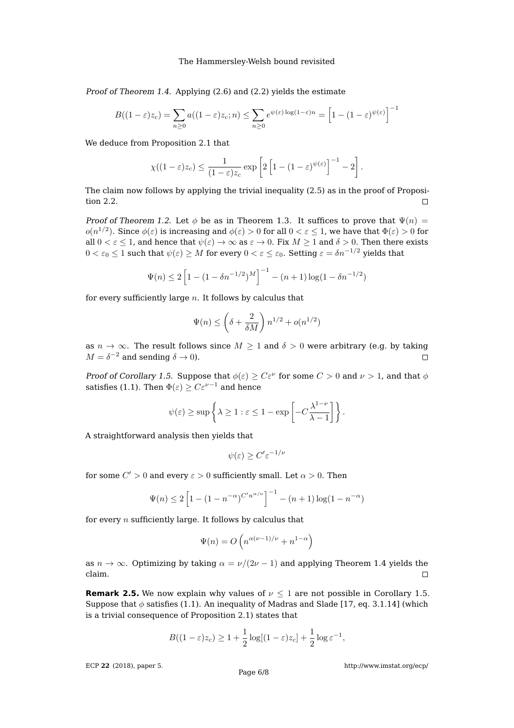*Proof of Theorem 1.4.* Applying (2.6) and (2.2) yields the estimate

$$B((1-\varepsilon)z_c) = \sum_{n\geq 0} a((1-\varepsilon)z_c; n) \leq \sum_{n\geq 0} e^{\psi(\varepsilon)\log(1-\varepsilon)n} = \left[1-(1-\varepsilon)^{\psi(\varepsilon)}\right]^{-1}$$

We deduce from Proposition 2.1 that

$$\chi((1-\varepsilon)z_c) \leq \frac{1}{(1-\varepsilon)z_c}\exp\left[2\left[1-(1-\varepsilon)^{\psi(\varepsilon)}\right]^{-1}-2\right].$$

The claim now follows by applying the trivial inequality (2.5) as in the proof of Proposition 2.2. ◻

*Proof of Theorem 1.2.* Let $\phi$ be as in Theorem 1.3. It suffices to prove that $\Psi(n) = o(n^{1/2})$. Since $\phi(\varepsilon)$ is increasing and $\phi(\varepsilon) > 0$ for all $0 < \varepsilon \leq 1$, we have that $\Phi(\varepsilon) > 0$ for all $0 < \varepsilon \leq 1$, and hence that $\psi(\varepsilon) \to \infty$ as $\varepsilon \to 0$. Fix $M \geq 1$ and $\delta > 0$. Then there exists $0 < \varepsilon_0 \leq 1$ such that $\psi(\varepsilon) \geq M$ for every $0 < \varepsilon \leq \varepsilon_0$. Setting $\varepsilon = \delta n^{-1/2}$ yields that

$$\Psi(n) \leq 2\left[1-(1-\delta n^{-1/2})^{M}\right]^{-1} - (n+1)\log(1-\delta n^{-1/2})$$

for every sufficiently large $n$. It follows by calculus that

$$\Psi(n) \leq \left(\delta + \frac{2}{\delta M}\right)n^{1/2} + o(n^{1/2})$$

as $n \to \infty$. The result follows since $M \geq 1$ and $\delta > 0$ were arbitrary (e.g. by taking $M = \delta^{-2}$ and sending $\delta \to 0$). ◻

*Proof of Corollary 1.5.* Suppose that $\phi(\varepsilon) \geq C\varepsilon^{\nu}$ for some $C > 0$ and $\nu > 1$, and that $\phi$ satisfies (1.1). Then $\Phi(\varepsilon) \geq C\varepsilon^{\nu-1}$ and hence

$$\psi(\varepsilon) \geq \sup\left\{\lambda \geq 1 : \varepsilon \leq 1 - \exp\left[-C\frac{\lambda^{1-\nu}}{\lambda-1}\right]\right\}.$$

A straightforward analysis then yields that

$$\psi(\varepsilon) \geq C'\varepsilon^{-1/\nu}$$

for some $C' > 0$ and every $\varepsilon > 0$ sufficiently small. Let $\alpha > 0$. Then

$$\Psi(n) \leq 2\left[1-(1-n^{-\alpha})^{C'n^{\alpha/\nu}}\right]^{-1} - (n+1)\log(1-n^{-\alpha})$$

for every $n$ sufficiently large. It follows by calculus that

$$\Psi(n) = O\left(n^{\alpha(\nu-1)/\nu} + n^{1-\alpha}\right)$$

as $n \to \infty$. Optimizing by taking $\alpha = \nu/(2\nu-1)$ and applying Theorem 1.4 yields the claim. ◻

**Remark 2.5.** We now explain why values of $\nu \leq 1$ are not possible in Corollary 1.5. Suppose that $\phi$ satisfies (1.1). An inequality of Madras and Slade [17, eq. 3.1.14] (which is a trivial consequence of Proposition 2.1) states that

$$B((1-\varepsilon)z_c) \geq 1 + \frac{1}{2}\log[(1-\varepsilon)z_c] + \frac{1}{2}\log\varepsilon^{-1},$$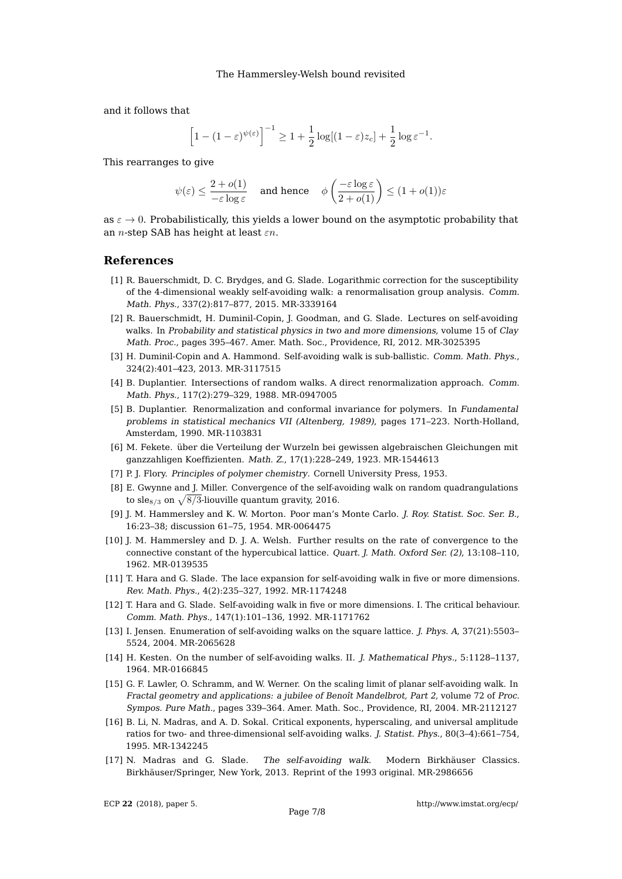and it follows that

$$\left[1 - (1-\varepsilon)^{\psi(\varepsilon)}\right]^{-1} \geq 1 + \frac{1}{2}\log[(1-\varepsilon)z_c] + \frac{1}{2}\log \varepsilon^{-1}.$$

This rearranges to give

$$\psi(\varepsilon) \leq \frac{2+o(1)}{-\varepsilon \log \varepsilon} \quad \text{and hence} \quad \phi\left(\frac{-\varepsilon \log \varepsilon}{2+o(1)}\right) \leq (1+o(1))\varepsilon$$

as $\varepsilon \to 0$. Probabilistically, this yields a lower bound on the asymptotic probability that an $n$-step SAB has height at least $\varepsilon n$.

## References

[1] R. Bauerschmidt, D. C. Brydges, and G. Slade. Logarithmic correction for the susceptibility of the 4-dimensional weakly self-avoiding walk: a renormalisation group analysis. *Comm. Math. Phys.*, 337(2):817–877, 2015. MR-3339164

[2] R. Bauerschmidt, H. Duminil-Copin, J. Goodman, and G. Slade. Lectures on self-avoiding walks. In *Probability and statistical physics in two and more dimensions*, volume 15 of *Clay Math. Proc.*, pages 395–467. Amer. Math. Soc., Providence, RI, 2012. MR-3025395

[3] H. Duminil-Copin and A. Hammond. Self-avoiding walk is sub-ballistic. *Comm. Math. Phys.*, 324(2):401–423, 2013. MR-3117515

[4] B. Duplantier. Intersections of random walks. A direct renormalization approach. *Comm. Math. Phys.*, 117(2):279–329, 1988. MR-0947005

[5] B. Duplantier. Renormalization and conformal invariance for polymers. In *Fundamental problems in statistical mechanics VII (Altenberg, 1989)*, pages 171–223. North-Holland, Amsterdam, 1990. MR-1103831

[6] M. Fekete. über die Verteilung der Wurzeln bei gewissen algebraischen Gleichungen mit ganzzahligen Koeffizienten. *Math. Z.*, 17(1):228–249, 1923. MR-1544613

[7] P. J. Flory. *Principles of polymer chemistry*. Cornell University Press, 1953.

[8] E. Gwynne and J. Miller. Convergence of the self-avoiding walk on random quadrangulations to $\text{sle}_{8/3}$ on $\sqrt{8/3}$-liouville quantum gravity, 2016.

[9] J. M. Hammersley and K. W. Morton. Poor man's Monte Carlo. *J. Roy. Statist. Soc. Ser. B.*, 16:23–38; discussion 61–75, 1954. MR-0064475

[10] J. M. Hammersley and D. J. A. Welsh. Further results on the rate of convergence to the connective constant of the hypercubical lattice. *Quart. J. Math. Oxford Ser. (2)*, 13:108–110, 1962. MR-0139535

[11] T. Hara and G. Slade. The lace expansion for self-avoiding walk in five or more dimensions. *Rev. Math. Phys.*, 4(2):235–327, 1992. MR-1174248

[12] T. Hara and G. Slade. Self-avoiding walk in five or more dimensions. I. The critical behaviour. *Comm. Math. Phys.*, 147(1):101–136, 1992. MR-1171762

[13] I. Jensen. Enumeration of self-avoiding walks on the square lattice. *J. Phys. A*, 37(21):5503–5524, 2004. MR-2065628

[14] H. Kesten. On the number of self-avoiding walks. II. *J. Mathematical Phys.*, 5:1128–1137, 1964. MR-0166845

[15] G. F. Lawler, O. Schramm, and W. Werner. On the scaling limit of planar self-avoiding walk. In *Fractal geometry and applications: a jubilee of Benoît Mandelbrot, Part 2*, volume 72 of *Proc. Sympos. Pure Math.*, pages 339–364. Amer. Math. Soc., Providence, RI, 2004. MR-2112127

[16] B. Li, N. Madras, and A. D. Sokal. Critical exponents, hyperscaling, and universal amplitude ratios for two- and three-dimensional self-avoiding walks. *J. Statist. Phys.*, 80(3–4):661–754, 1995. MR-1342245

[17] N. Madras and G. Slade. *The self-avoiding walk*. Modern Birkhäuser Classics. Birkhäuser/Springer, New York, 2013. Reprint of the 1993 original. MR-2986656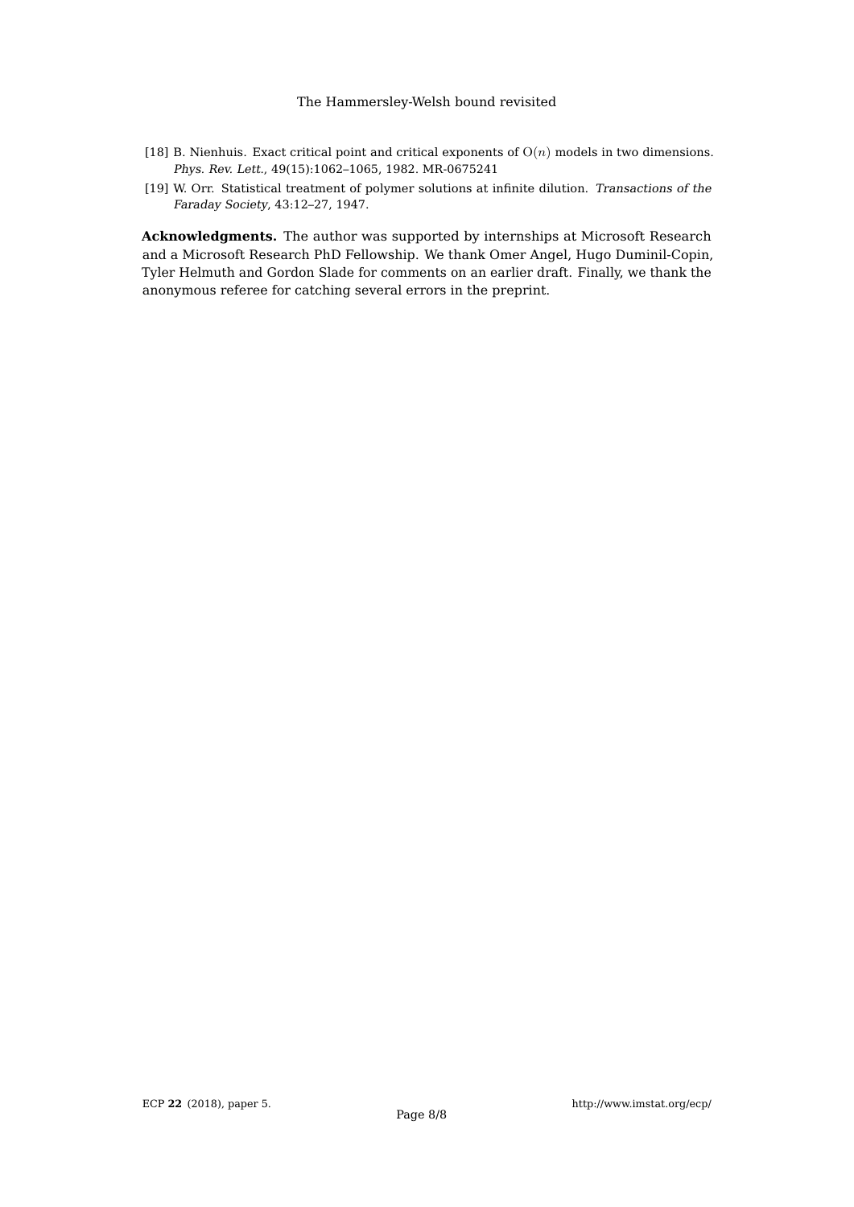[18] B. Nienhuis. Exact critical point and critical exponents of $\mathrm{O}(n)$ models in two dimensions. *Phys. Rev. Lett.*, 49(15):1062–1065, 1982. MR-0675241

[19] W. Orr. Statistical treatment of polymer solutions at infinite dilution. *Transactions of the Faraday Society*, 43:12–27, 1947.

**Acknowledgments.** The author was supported by internships at Microsoft Research and a Microsoft Research PhD Fellowship. We thank Omer Angel, Hugo Duminil-Copin, Tyler Helmuth and Gordon Slade for comments on an earlier draft. Finally, we thank the anonymous referee for catching several errors in the preprint.